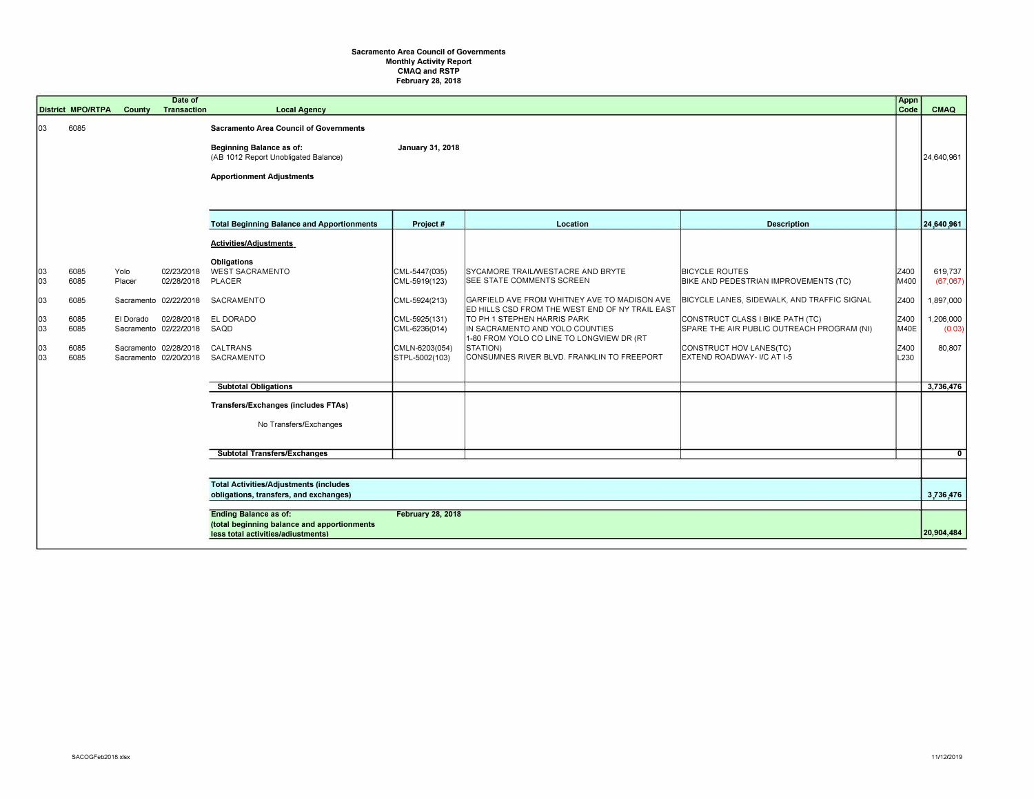**Sacramento Area Council of Governments**
**Monthly Activity Report**
**CMAQ and RSTP**
**February 28, 2018**

| District | MPO/RTPA | County | Date of Transaction | Local Agency | Project # | Location | Description | Appn Code | CMAQ |
|---|---|---|---|---|---|---|---|---|---|
| 03 | 6085 | | | **Sacramento Area Council of Governments** | | | | | |
| | | | | **Beginning Balance as of:** (AB 1012 Report Unobligated Balance) | **January 31, 2018** | | | | 24,640,961 |
| | | | | **Apportionment Adjustments** | | | | | |
| | | | | **Total Beginning Balance and Apportionments** | **Project #** | **Location** | **Description** | | **24,640,961** |
| | | | | **Activities/Adjustments** | | | | | |
| | | | | **Obligations** | | | | | |
| 03 | 6085 | Yolo | 02/23/2018 | WEST SACRAMENTO | CML-5447(035) | SYCAMORE TRAIL/WESTACRE AND BRYTE | BICYCLE ROUTES | Z400 | 619,737 |
| 03 | 6085 | Placer | 02/28/2018 | PLACER | CML-5919(123) | SEE STATE COMMENTS SCREEN | BIKE AND PEDESTRIAN IMPROVEMENTS (TC) | M400 | (67,067) |
| 03 | 6085 | Sacramento | 02/22/2018 | SACRAMENTO | CML-5924(213) | GARFIELD AVE FROM WHITNEY AVE TO MADISON AVE | BICYCLE LANES, SIDEWALK, AND TRAFFIC SIGNAL | Z400 | 1,897,000 |
| 03 | 6085 | El Dorado | 02/28/2018 | EL DORADO | CML-5925(131) | ED HILLS CSD FROM THE WEST END OF NY TRAIL EAST TO PH 1 STEPHEN HARRIS PARK | CONSTRUCT CLASS I BIKE PATH (TC) | Z400 | 1,206,000 |
| 03 | 6085 | Sacramento | 02/22/2018 | SAQD | CML-6236(014) | IN SACRAMENTO AND YOLO COUNTIES | SPARE THE AIR PUBLIC OUTREACH PROGRAM (NI) | M40E | (0.03) |
| 03 | 6085 | Sacramento | 02/28/2018 | CALTRANS | CMLN-6203(054) | 1-80 FROM YOLO CO LINE TO LONGVIEW DR (RT STATION) | CONSTRUCT HOV LANES(TC) | Z400 | 80,807 |
| 03 | 6085 | Sacramento | 02/20/2018 | SACRAMENTO | STPL-5002(103) | CONSUMNES RIVER BLVD. FRANKLIN TO FREEPORT | EXTEND ROADWAY- I/C AT I-5 | L230 | |
| | | | | **Subtotal Obligations** | | | | | **3,736,476** |
| | | | | **Transfers/Exchanges (includes FTAs)** | | | | | |
| | | | | No Transfers/Exchanges | | | | | |
| | | | | **Subtotal Transfers/Exchanges** | | | | | **0** |
| | | | | **Total Activities/Adjustments (includes obligations, transfers, and exchanges)** | | | | | **3,736,476** |
| | | | | **Ending Balance as of:** (total beginning balance and apportionments less total activities/adjustments) | **February 28, 2018** | | | | **20,904,484** |

SACOGFeb2018.xlsx

11/12/2019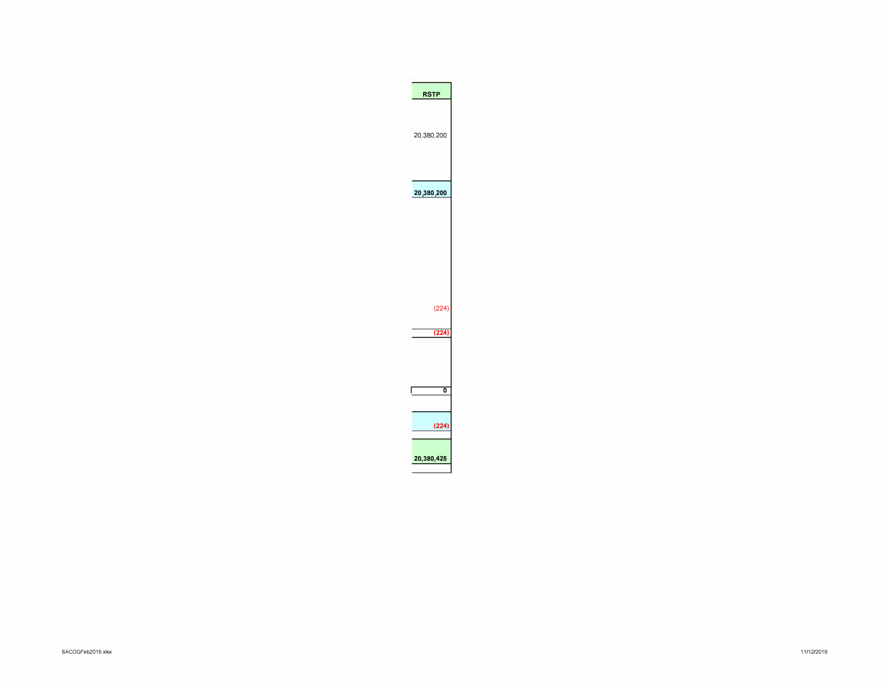| RSTP |
|---|
| 20,380,200 |
| **20,380,200** |
| (224) |
| **(224)** |
| **0** |
| **(224)** |
| **20,380,425** |